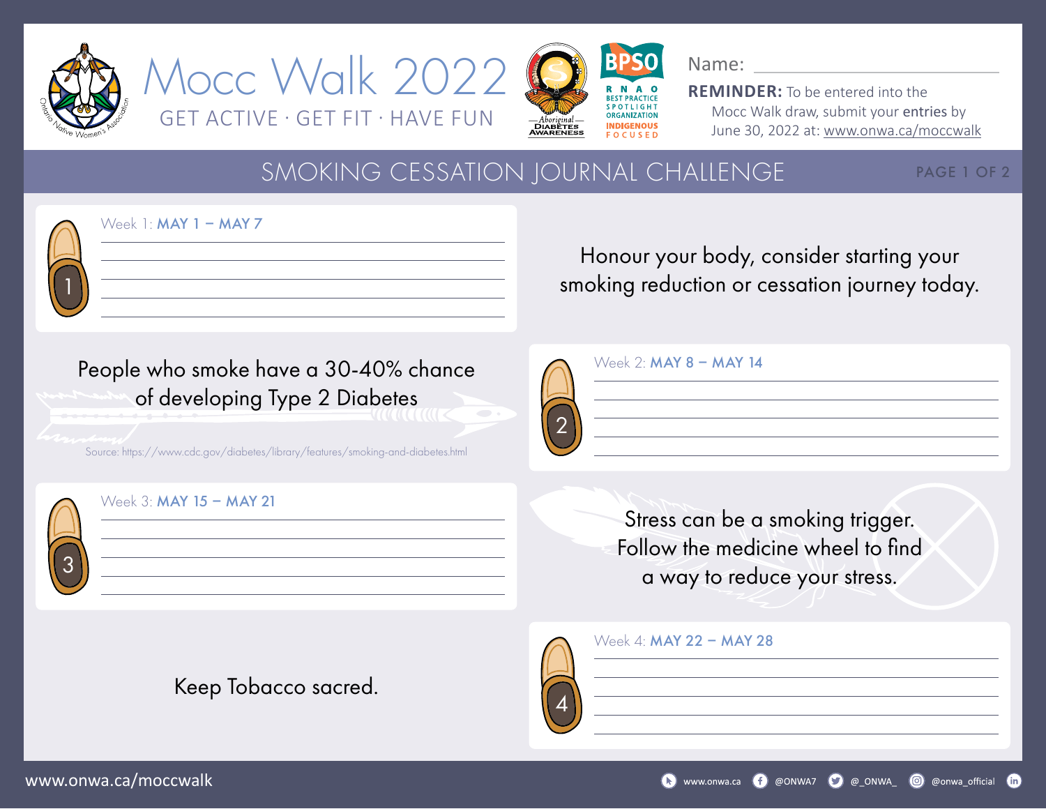# Mocc Walk 2022

GET ACTIVE · GET FIT · HAVE FUN

Name: ____________________

**REMINDER:** To be entered into the Mocc Walk draw, submit your **entries** by June 30, 2022 at: www.onwa.ca/moccwalk

## SMOKING CESSATION JOURNAL CHALLENGE

Week 1: **MAY 1 – MAY 7**

______________________________

______________________________

______________________________

______________________________

Honour your body, consider starting your smoking reduction or cessation journey today.

People who smoke have a 30-40% chance of developing Type 2 Diabetes

Source: https://www.cdc.gov/diabetes/library/features/smoking-and-diabetes.html

Week 2: **MAY 8 – MAY 14**

______________________________

______________________________

______________________________

______________________________

Week 3: **MAY 15 – MAY 21**

______________________________

______________________________

______________________________

______________________________

Stress can be a smoking trigger. Follow the medicine wheel to find a way to reduce your stress.

Keep Tobacco sacred.

Week 4: **MAY 22 – MAY 28**

______________________________

______________________________

______________________________

______________________________

www.onwa.ca/moccwalk

www.onwa.ca · @ONWA7 · @_ONWA_ · @onwa_official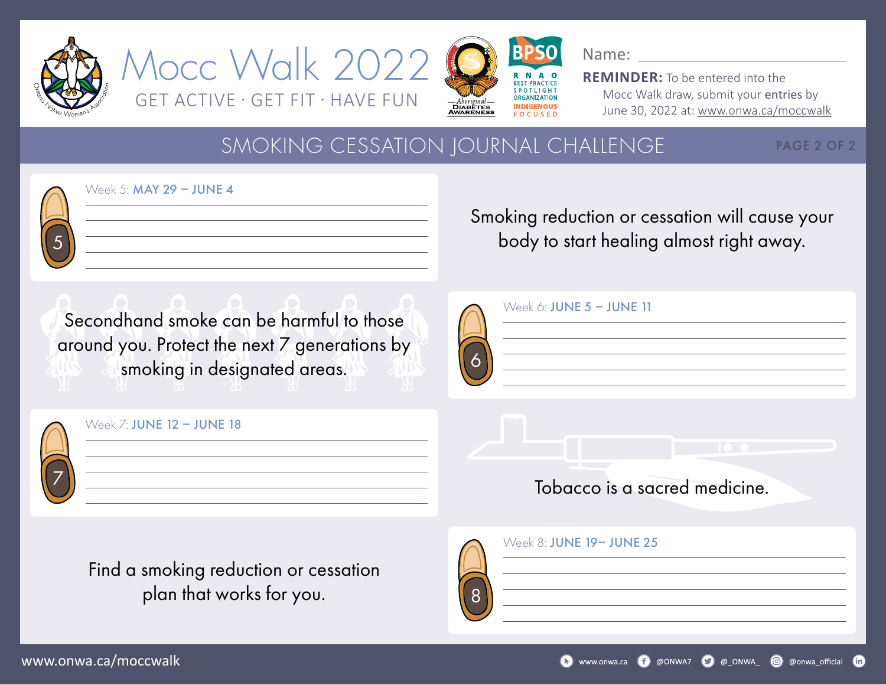# Mocc Walk 2022

GET ACTIVE · GET FIT · HAVE FUN

Ontario Native Women's Association

Aboriginal Diabetes Awareness

BPSO — RNAO Best Practice Spotlight Organization — Indigenous Focused

Name: ______________________

**REMINDER:** To be entered into the Mocc Walk draw, submit your **entries** by June 30, 2022 at: www.onwa.ca/moccwalk

## SMOKING CESSATION JOURNAL CHALLENGE

PAGE 2 OF 2

5 — Week 5: **MAY 29 – JUNE 4**

______________________

______________________

______________________

______________________

Smoking reduction or cessation will cause your body to start healing almost right away.

Secondhand smoke can be harmful to those around you. Protect the next 7 generations by smoking in designated areas.

6 — Week 6: **JUNE 5 – JUNE 11**

______________________

______________________

______________________

______________________

7 — Week 7: **JUNE 12 – JUNE 18**

______________________

______________________

______________________

______________________

Tobacco is a sacred medicine.

Find a smoking reduction or cessation plan that works for you.

8 — Week 8: **JUNE 19– JUNE 25**

______________________

______________________

______________________

______________________

www.onwa.ca/moccwalk

www.onwa.ca · @ONWA7 · @_ONWA_ · @onwa_official